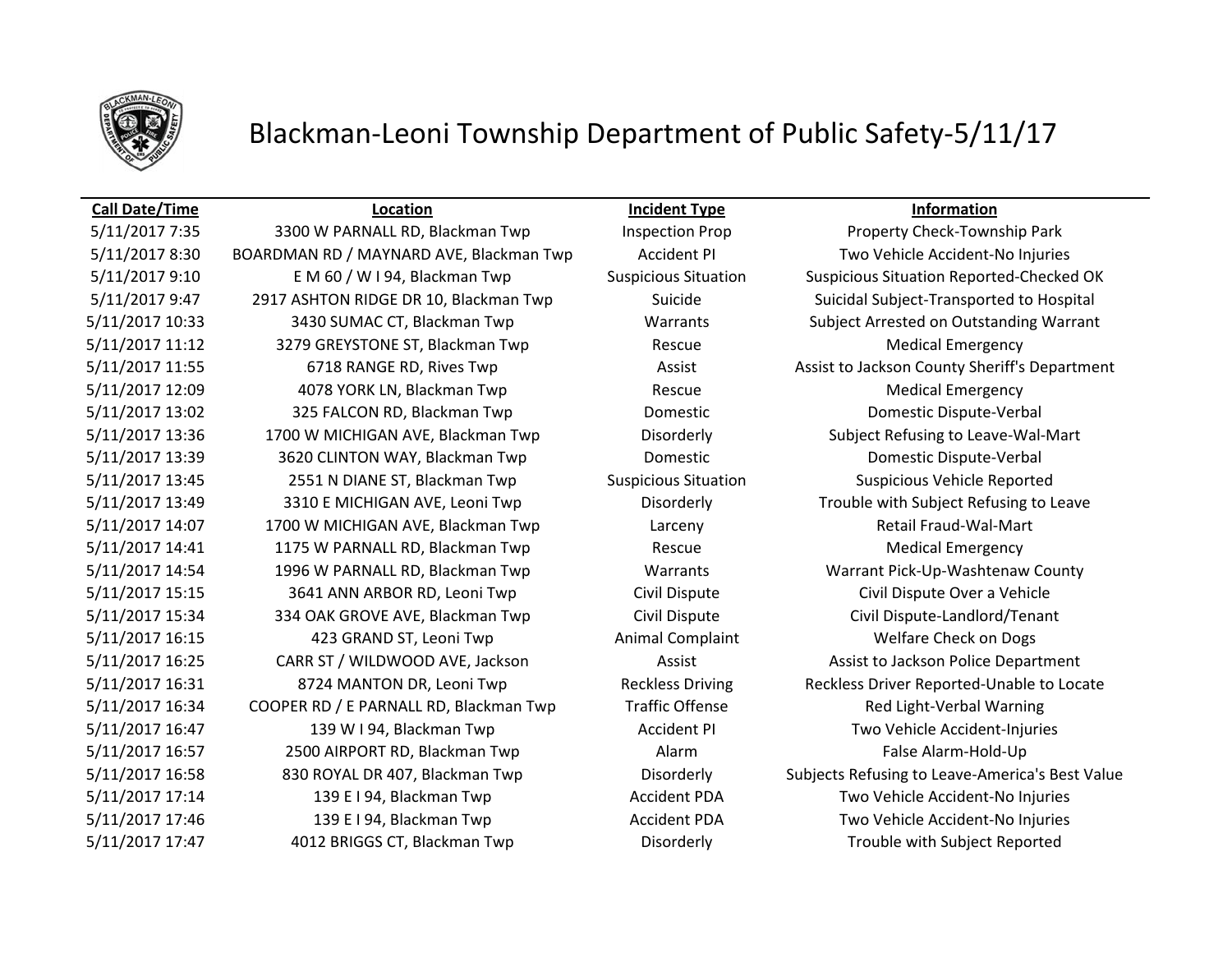# Blackman-Leoni Township Department of Public Safety-5/11/17

| Call Date/Time | Location | Incident Type | Information |
| --- | --- | --- | --- |
| 5/11/2017 7:35 | 3300 W PARNALL RD, Blackman Twp | Inspection Prop | Property Check-Township Park |
| 5/11/2017 8:30 | BOARDMAN RD / MAYNARD AVE, Blackman Twp | Accident PI | Two Vehicle Accident-No Injuries |
| 5/11/2017 9:10 | E M 60 / W I 94, Blackman Twp | Suspicious Situation | Suspicious Situation Reported-Checked OK |
| 5/11/2017 9:47 | 2917 ASHTON RIDGE DR 10, Blackman Twp | Suicide | Suicidal Subject-Transported to Hospital |
| 5/11/2017 10:33 | 3430 SUMAC CT, Blackman Twp | Warrants | Subject Arrested on Outstanding Warrant |
| 5/11/2017 11:12 | 3279 GREYSTONE ST, Blackman Twp | Rescue | Medical Emergency |
| 5/11/2017 11:55 | 6718 RANGE RD, Rives Twp | Assist | Assist to Jackson County Sheriff's Department |
| 5/11/2017 12:09 | 4078 YORK LN, Blackman Twp | Rescue | Medical Emergency |
| 5/11/2017 13:02 | 325 FALCON RD, Blackman Twp | Domestic | Domestic Dispute-Verbal |
| 5/11/2017 13:36 | 1700 W MICHIGAN AVE, Blackman Twp | Disorderly | Subject Refusing to Leave-Wal-Mart |
| 5/11/2017 13:39 | 3620 CLINTON WAY, Blackman Twp | Domestic | Domestic Dispute-Verbal |
| 5/11/2017 13:45 | 2551 N DIANE ST, Blackman Twp | Suspicious Situation | Suspicious Vehicle Reported |
| 5/11/2017 13:49 | 3310 E MICHIGAN AVE, Leoni Twp | Disorderly | Trouble with Subject Refusing to Leave |
| 5/11/2017 14:07 | 1700 W MICHIGAN AVE, Blackman Twp | Larceny | Retail Fraud-Wal-Mart |
| 5/11/2017 14:41 | 1175 W PARNALL RD, Blackman Twp | Rescue | Medical Emergency |
| 5/11/2017 14:54 | 1996 W PARNALL RD, Blackman Twp | Warrants | Warrant Pick-Up-Washtenaw County |
| 5/11/2017 15:15 | 3641 ANN ARBOR RD, Leoni Twp | Civil Dispute | Civil Dispute Over a Vehicle |
| 5/11/2017 15:34 | 334 OAK GROVE AVE, Blackman Twp | Civil Dispute | Civil Dispute-Landlord/Tenant |
| 5/11/2017 16:15 | 423 GRAND ST, Leoni Twp | Animal Complaint | Welfare Check on Dogs |
| 5/11/2017 16:25 | CARR ST / WILDWOOD AVE, Jackson | Assist | Assist to Jackson Police Department |
| 5/11/2017 16:31 | 8724 MANTON DR, Leoni Twp | Reckless Driving | Reckless Driver Reported-Unable to Locate |
| 5/11/2017 16:34 | COOPER RD / E PARNALL RD, Blackman Twp | Traffic Offense | Red Light-Verbal Warning |
| 5/11/2017 16:47 | 139 W I 94, Blackman Twp | Accident PI | Two Vehicle Accident-Injuries |
| 5/11/2017 16:57 | 2500 AIRPORT RD, Blackman Twp | Alarm | False Alarm-Hold-Up |
| 5/11/2017 16:58 | 830 ROYAL DR 407, Blackman Twp | Disorderly | Subjects Refusing to Leave-America's Best Value |
| 5/11/2017 17:14 | 139 E I 94, Blackman Twp | Accident PDA | Two Vehicle Accident-No Injuries |
| 5/11/2017 17:46 | 139 E I 94, Blackman Twp | Accident PDA | Two Vehicle Accident-No Injuries |
| 5/11/2017 17:47 | 4012 BRIGGS CT, Blackman Twp | Disorderly | Trouble with Subject Reported |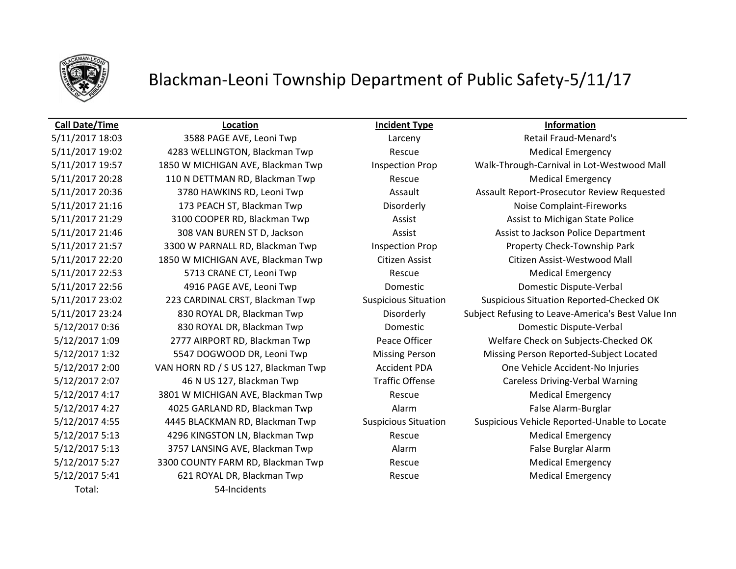# Blackman-Leoni Township Department of Public Safety-5/11/17

| Call Date/Time | Location | Incident Type | Information |
|---|---|---|---|
| 5/11/2017 18:03 | 3588 PAGE AVE, Leoni Twp | Larceny | Retail Fraud-Menard's |
| 5/11/2017 19:02 | 4283 WELLINGTON, Blackman Twp | Rescue | Medical Emergency |
| 5/11/2017 19:57 | 1850 W MICHIGAN AVE, Blackman Twp | Inspection Prop | Walk-Through-Carnival in Lot-Westwood Mall |
| 5/11/2017 20:28 | 110 N DETTMAN RD, Blackman Twp | Rescue | Medical Emergency |
| 5/11/2017 20:36 | 3780 HAWKINS RD, Leoni Twp | Assault | Assault Report-Prosecutor Review Requested |
| 5/11/2017 21:16 | 173 PEACH ST, Blackman Twp | Disorderly | Noise Complaint-Fireworks |
| 5/11/2017 21:29 | 3100 COOPER RD, Blackman Twp | Assist | Assist to Michigan State Police |
| 5/11/2017 21:46 | 308 VAN BUREN ST D, Jackson | Assist | Assist to Jackson Police Department |
| 5/11/2017 21:57 | 3300 W PARNALL RD, Blackman Twp | Inspection Prop | Property Check-Township Park |
| 5/11/2017 22:20 | 1850 W MICHIGAN AVE, Blackman Twp | Citizen Assist | Citizen Assist-Westwood Mall |
| 5/11/2017 22:53 | 5713 CRANE CT, Leoni Twp | Rescue | Medical Emergency |
| 5/11/2017 22:56 | 4916 PAGE AVE, Leoni Twp | Domestic | Domestic Dispute-Verbal |
| 5/11/2017 23:02 | 223 CARDINAL CRST, Blackman Twp | Suspicious Situation | Suspicious Situation Reported-Checked OK |
| 5/11/2017 23:24 | 830 ROYAL DR, Blackman Twp | Disorderly | Subject Refusing to Leave-America's Best Value Inn |
| 5/12/2017 0:36 | 830 ROYAL DR, Blackman Twp | Domestic | Domestic Dispute-Verbal |
| 5/12/2017 1:09 | 2777 AIRPORT RD, Blackman Twp | Peace Officer | Welfare Check on Subjects-Checked OK |
| 5/12/2017 1:32 | 5547 DOGWOOD DR, Leoni Twp | Missing Person | Missing Person Reported-Subject Located |
| 5/12/2017 2:00 | VAN HORN RD / S US 127, Blackman Twp | Accident PDA | One Vehicle Accident-No Injuries |
| 5/12/2017 2:07 | 46 N US 127, Blackman Twp | Traffic Offense | Careless Driving-Verbal Warning |
| 5/12/2017 4:17 | 3801 W MICHIGAN AVE, Blackman Twp | Rescue | Medical Emergency |
| 5/12/2017 4:27 | 4025 GARLAND RD, Blackman Twp | Alarm | False Alarm-Burglar |
| 5/12/2017 4:55 | 4445 BLACKMAN RD, Blackman Twp | Suspicious Situation | Suspicious Vehicle Reported-Unable to Locate |
| 5/12/2017 5:13 | 4296 KINGSTON LN, Blackman Twp | Rescue | Medical Emergency |
| 5/12/2017 5:13 | 3757 LANSING AVE, Blackman Twp | Alarm | False Burglar Alarm |
| 5/12/2017 5:27 | 3300 COUNTY FARM RD, Blackman Twp | Rescue | Medical Emergency |
| 5/12/2017 5:41 | 621 ROYAL DR, Blackman Twp | Rescue | Medical Emergency |
| Total: | 54-Incidents | | |